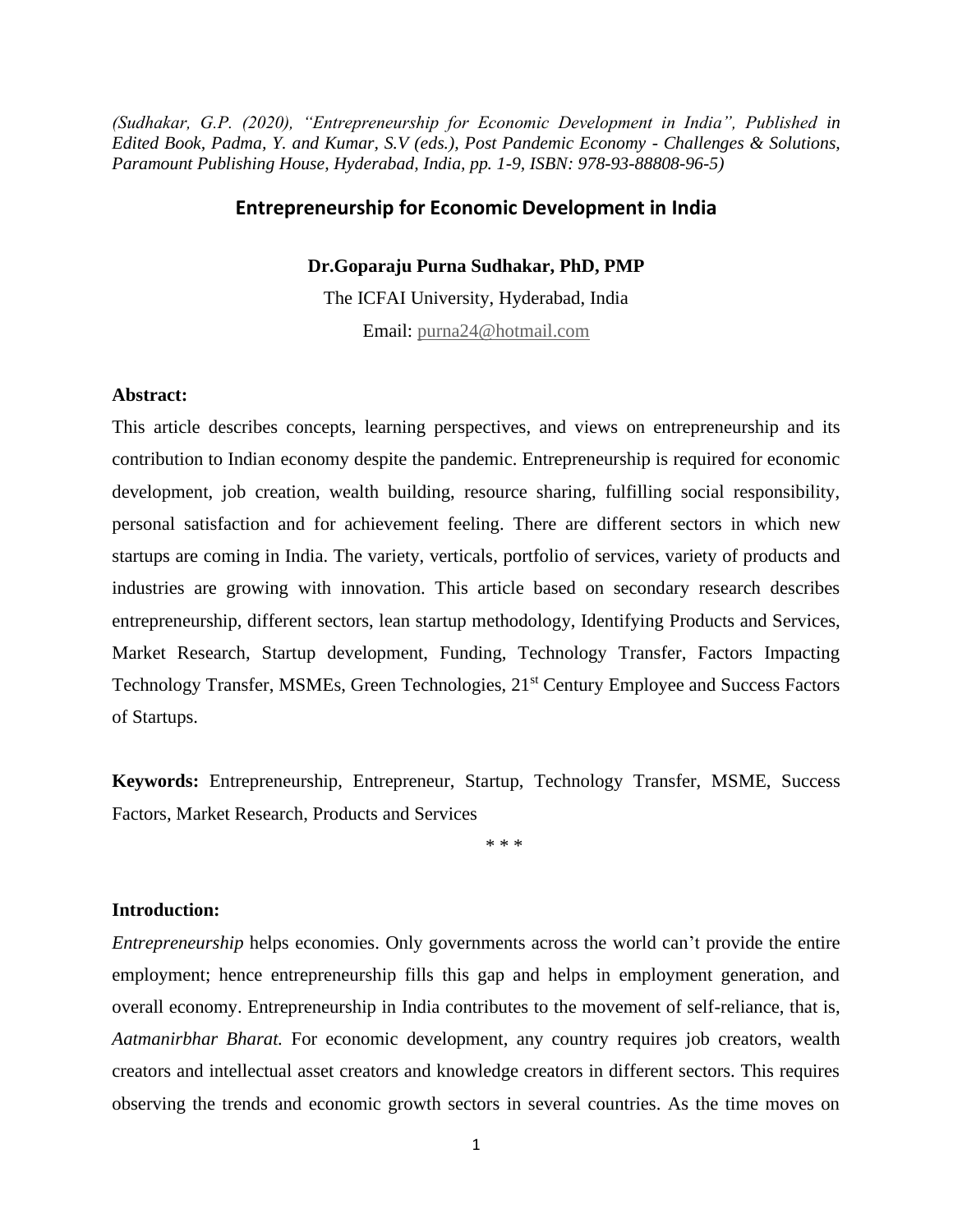*(Sudhakar, G.P. (2020), "Entrepreneurship for Economic Development in India", Published in Edited Book, Padma, Y. and Kumar, S.V (eds.), Post Pandemic Economy - Challenges & Solutions, Paramount Publishing House, Hyderabad, India, pp. 1-9, ISBN: 978-93-88808-96-5)*

# Entrepreneurship for Economic Development in India

**Dr.Goparaju Purna Sudhakar, PhD, PMP**

The ICFAI University, Hyderabad, India

Email: purna24@hotmail.com

**Abstract:**

This article describes concepts, learning perspectives, and views on entrepreneurship and its contribution to Indian economy despite the pandemic. Entrepreneurship is required for economic development, job creation, wealth building, resource sharing, fulfilling social responsibility, personal satisfaction and for achievement feeling. There are different sectors in which new startups are coming in India. The variety, verticals, portfolio of services, variety of products and industries are growing with innovation. This article based on secondary research describes entrepreneurship, different sectors, lean startup methodology, Identifying Products and Services, Market Research, Startup development, Funding, Technology Transfer, Factors Impacting Technology Transfer, MSMEs, Green Technologies, 21st Century Employee and Success Factors of Startups.

**Keywords:** Entrepreneurship, Entrepreneur, Startup, Technology Transfer, MSME, Success Factors, Market Research, Products and Services

\* \* \*

**Introduction:**

*Entrepreneurship* helps economies. Only governments across the world can't provide the entire employment; hence entrepreneurship fills this gap and helps in employment generation, and overall economy. Entrepreneurship in India contributes to the movement of self-reliance, that is, *Aatmanirbhar Bharat.* For economic development, any country requires job creators, wealth creators and intellectual asset creators and knowledge creators in different sectors. This requires observing the trends and economic growth sectors in several countries. As the time moves on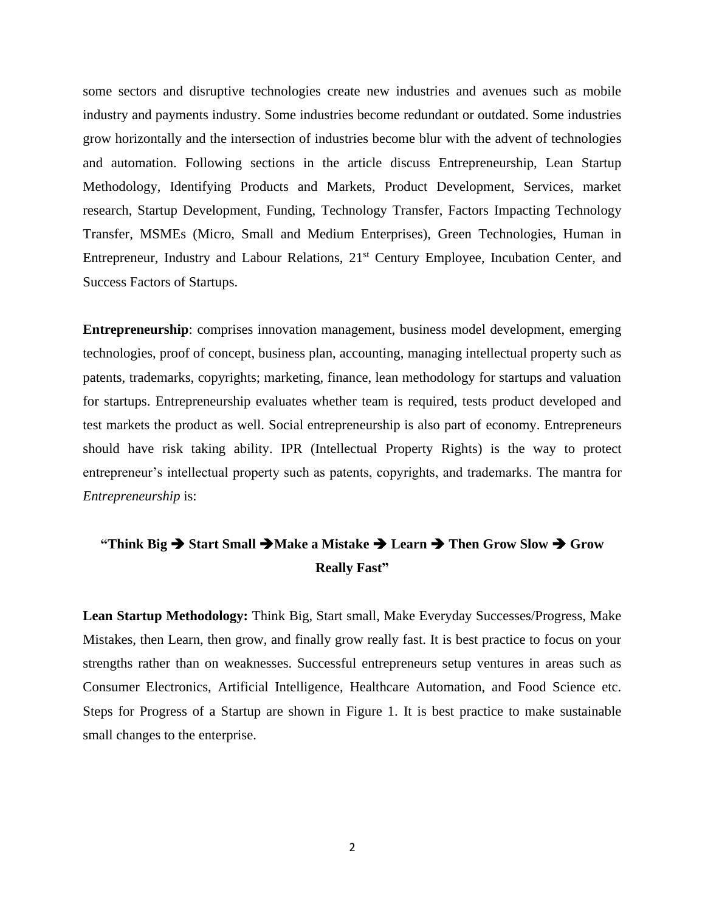some sectors and disruptive technologies create new industries and avenues such as mobile industry and payments industry. Some industries become redundant or outdated. Some industries grow horizontally and the intersection of industries become blur with the advent of technologies and automation. Following sections in the article discuss Entrepreneurship, Lean Startup Methodology, Identifying Products and Markets, Product Development, Services, market research, Startup Development, Funding, Technology Transfer, Factors Impacting Technology Transfer, MSMEs (Micro, Small and Medium Enterprises), Green Technologies, Human in Entrepreneur, Industry and Labour Relations, 21st Century Employee, Incubation Center, and Success Factors of Startups.

**Entrepreneurship**: comprises innovation management, business model development, emerging technologies, proof of concept, business plan, accounting, managing intellectual property such as patents, trademarks, copyrights; marketing, finance, lean methodology for startups and valuation for startups. Entrepreneurship evaluates whether team is required, tests product developed and test markets the product as well. Social entrepreneurship is also part of economy. Entrepreneurs should have risk taking ability. IPR (Intellectual Property Rights) is the way to protect entrepreneur's intellectual property such as patents, copyrights, and trademarks. The mantra for *Entrepreneurship* is:

**"Think Big ➔ Start Small ➔Make a Mistake ➔ Learn ➔ Then Grow Slow ➔ Grow Really Fast"**

**Lean Startup Methodology:** Think Big, Start small, Make Everyday Successes/Progress, Make Mistakes, then Learn, then grow, and finally grow really fast. It is best practice to focus on your strengths rather than on weaknesses. Successful entrepreneurs setup ventures in areas such as Consumer Electronics, Artificial Intelligence, Healthcare Automation, and Food Science etc. Steps for Progress of a Startup are shown in Figure 1. It is best practice to make sustainable small changes to the enterprise.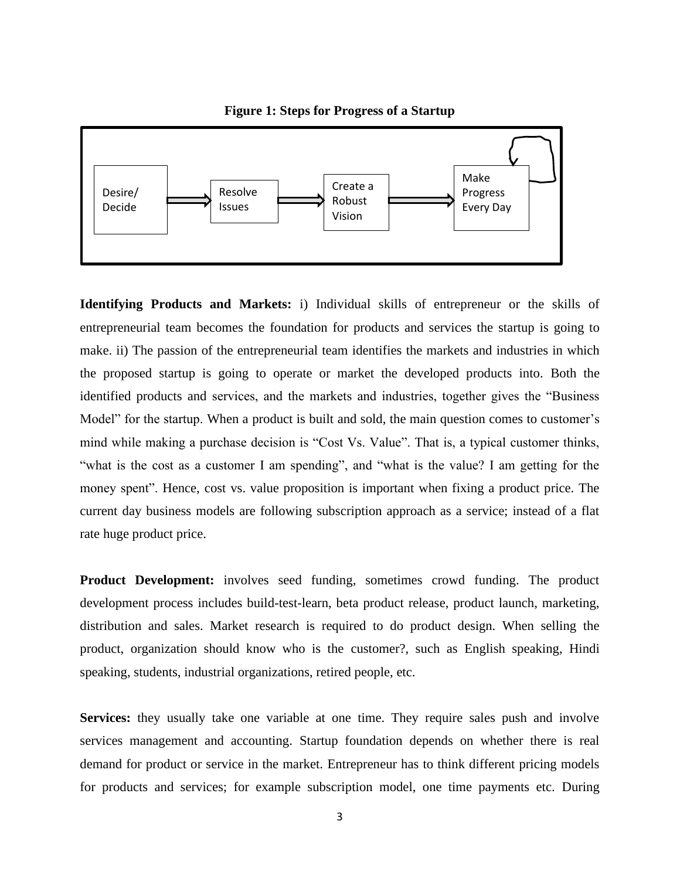**Figure 1: Steps for Progress of a Startup**

Desire/ Decide → Resolve Issues → Create a Robust Vision → Make Progress Every Day

**Identifying Products and Markets:** i) Individual skills of entrepreneur or the skills of entrepreneurial team becomes the foundation for products and services the startup is going to make. ii) The passion of the entrepreneurial team identifies the markets and industries in which the proposed startup is going to operate or market the developed products into. Both the identified products and services, and the markets and industries, together gives the "Business Model" for the startup. When a product is built and sold, the main question comes to customer's mind while making a purchase decision is "Cost Vs. Value". That is, a typical customer thinks, "what is the cost as a customer I am spending", and "what is the value? I am getting for the money spent". Hence, cost vs. value proposition is important when fixing a product price. The current day business models are following subscription approach as a service; instead of a flat rate huge product price.

**Product Development:** involves seed funding, sometimes crowd funding. The product development process includes build-test-learn, beta product release, product launch, marketing, distribution and sales. Market research is required to do product design. When selling the product, organization should know who is the customer?, such as English speaking, Hindi speaking, students, industrial organizations, retired people, etc.

**Services:** they usually take one variable at one time. They require sales push and involve services management and accounting. Startup foundation depends on whether there is real demand for product or service in the market. Entrepreneur has to think different pricing models for products and services; for example subscription model, one time payments etc. During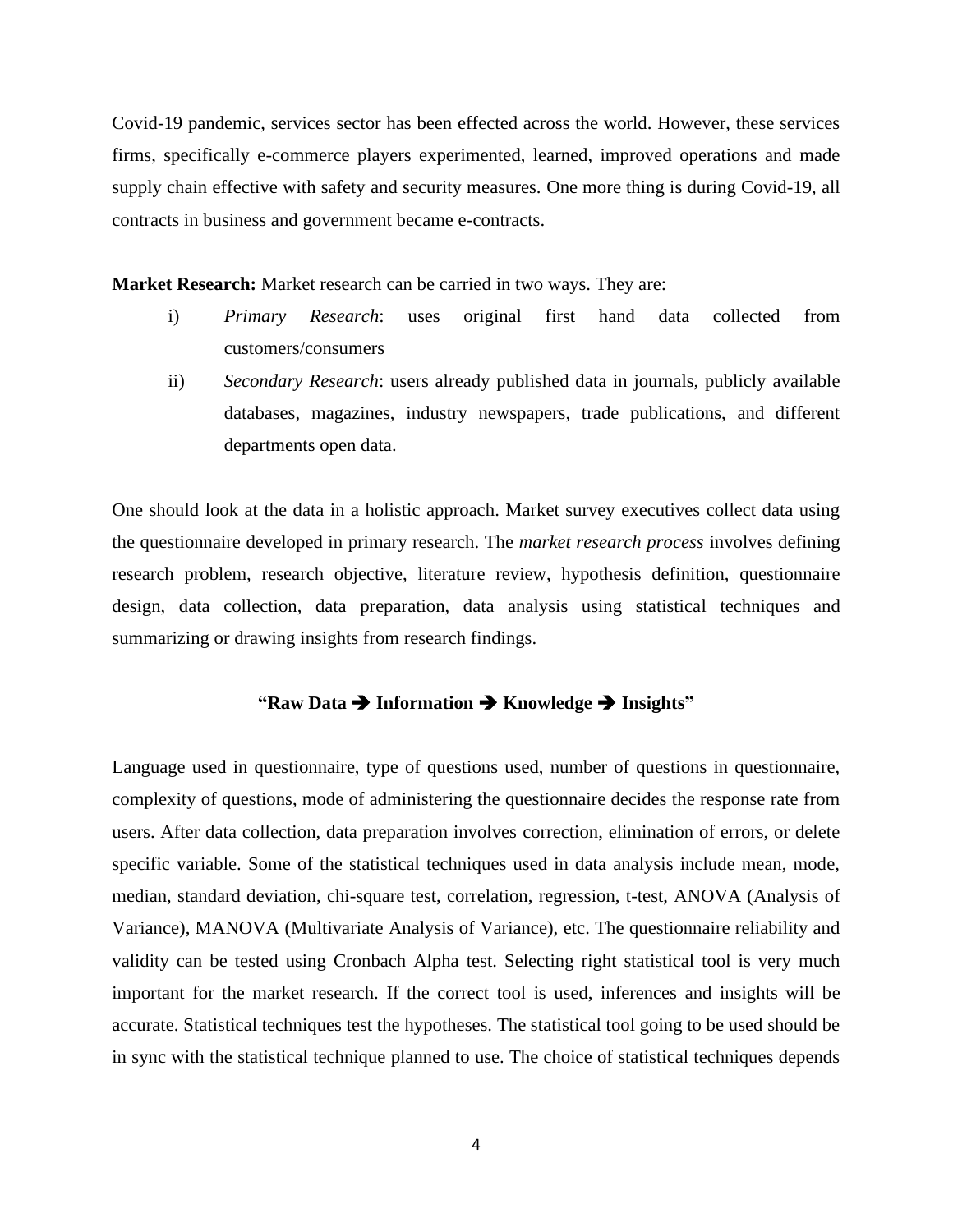Covid-19 pandemic, services sector has been effected across the world. However, these services firms, specifically e-commerce players experimented, learned, improved operations and made supply chain effective with safety and security measures. One more thing is during Covid-19, all contracts in business and government became e-contracts.

**Market Research:** Market research can be carried in two ways. They are:

i) *Primary Research*: uses original first hand data collected from customers/consumers

ii) *Secondary Research*: users already published data in journals, publicly available databases, magazines, industry newspapers, trade publications, and different departments open data.

One should look at the data in a holistic approach. Market survey executives collect data using the questionnaire developed in primary research. The *market research process* involves defining research problem, research objective, literature review, hypothesis definition, questionnaire design, data collection, data preparation, data analysis using statistical techniques and summarizing or drawing insights from research findings.

**"Raw Data ➔ Information ➔ Knowledge ➔ Insights"**

Language used in questionnaire, type of questions used, number of questions in questionnaire, complexity of questions, mode of administering the questionnaire decides the response rate from users. After data collection, data preparation involves correction, elimination of errors, or delete specific variable. Some of the statistical techniques used in data analysis include mean, mode, median, standard deviation, chi-square test, correlation, regression, t-test, ANOVA (Analysis of Variance), MANOVA (Multivariate Analysis of Variance), etc. The questionnaire reliability and validity can be tested using Cronbach Alpha test. Selecting right statistical tool is very much important for the market research. If the correct tool is used, inferences and insights will be accurate. Statistical techniques test the hypotheses. The statistical tool going to be used should be in sync with the statistical technique planned to use. The choice of statistical techniques depends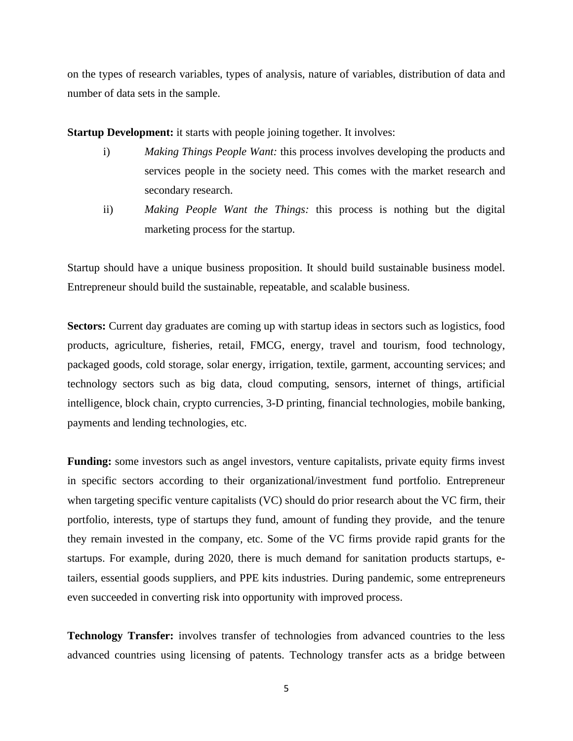on the types of research variables, types of analysis, nature of variables, distribution of data and number of data sets in the sample.

**Startup Development:** it starts with people joining together. It involves:

i) *Making Things People Want:* this process involves developing the products and services people in the society need. This comes with the market research and secondary research.

ii) *Making People Want the Things:* this process is nothing but the digital marketing process for the startup.

Startup should have a unique business proposition. It should build sustainable business model. Entrepreneur should build the sustainable, repeatable, and scalable business.

**Sectors:** Current day graduates are coming up with startup ideas in sectors such as logistics, food products, agriculture, fisheries, retail, FMCG, energy, travel and tourism, food technology, packaged goods, cold storage, solar energy, irrigation, textile, garment, accounting services; and technology sectors such as big data, cloud computing, sensors, internet of things, artificial intelligence, block chain, crypto currencies, 3-D printing, financial technologies, mobile banking, payments and lending technologies, etc.

**Funding:** some investors such as angel investors, venture capitalists, private equity firms invest in specific sectors according to their organizational/investment fund portfolio. Entrepreneur when targeting specific venture capitalists (VC) should do prior research about the VC firm, their portfolio, interests, type of startups they fund, amount of funding they provide, and the tenure they remain invested in the company, etc. Some of the VC firms provide rapid grants for the startups. For example, during 2020, there is much demand for sanitation products startups, e-tailers, essential goods suppliers, and PPE kits industries. During pandemic, some entrepreneurs even succeeded in converting risk into opportunity with improved process.

**Technology Transfer:** involves transfer of technologies from advanced countries to the less advanced countries using licensing of patents. Technology transfer acts as a bridge between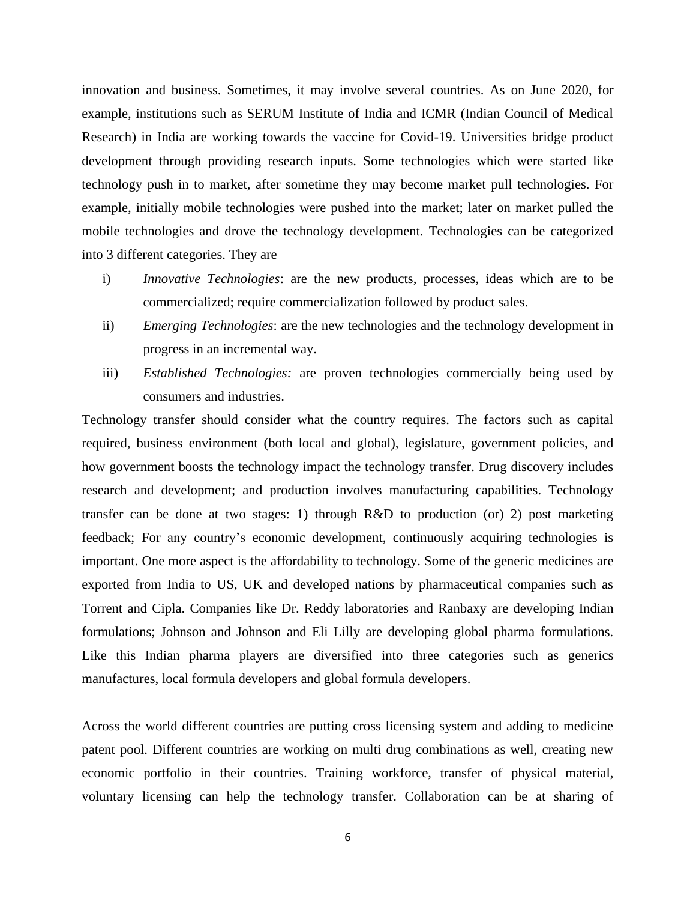innovation and business. Sometimes, it may involve several countries. As on June 2020, for example, institutions such as SERUM Institute of India and ICMR (Indian Council of Medical Research) in India are working towards the vaccine for Covid-19. Universities bridge product development through providing research inputs. Some technologies which were started like technology push in to market, after sometime they may become market pull technologies. For example, initially mobile technologies were pushed into the market; later on market pulled the mobile technologies and drove the technology development. Technologies can be categorized into 3 different categories. They are

i) *Innovative Technologies*: are the new products, processes, ideas which are to be commercialized; require commercialization followed by product sales.

ii) *Emerging Technologies*: are the new technologies and the technology development in progress in an incremental way.

iii) *Established Technologies:* are proven technologies commercially being used by consumers and industries.

Technology transfer should consider what the country requires. The factors such as capital required, business environment (both local and global), legislature, government policies, and how government boosts the technology impact the technology transfer. Drug discovery includes research and development; and production involves manufacturing capabilities. Technology transfer can be done at two stages: 1) through R&D to production (or) 2) post marketing feedback; For any country's economic development, continuously acquiring technologies is important. One more aspect is the affordability to technology. Some of the generic medicines are exported from India to US, UK and developed nations by pharmaceutical companies such as Torrent and Cipla. Companies like Dr. Reddy laboratories and Ranbaxy are developing Indian formulations; Johnson and Johnson and Eli Lilly are developing global pharma formulations. Like this Indian pharma players are diversified into three categories such as generics manufactures, local formula developers and global formula developers.

Across the world different countries are putting cross licensing system and adding to medicine patent pool. Different countries are working on multi drug combinations as well, creating new economic portfolio in their countries. Training workforce, transfer of physical material, voluntary licensing can help the technology transfer. Collaboration can be at sharing of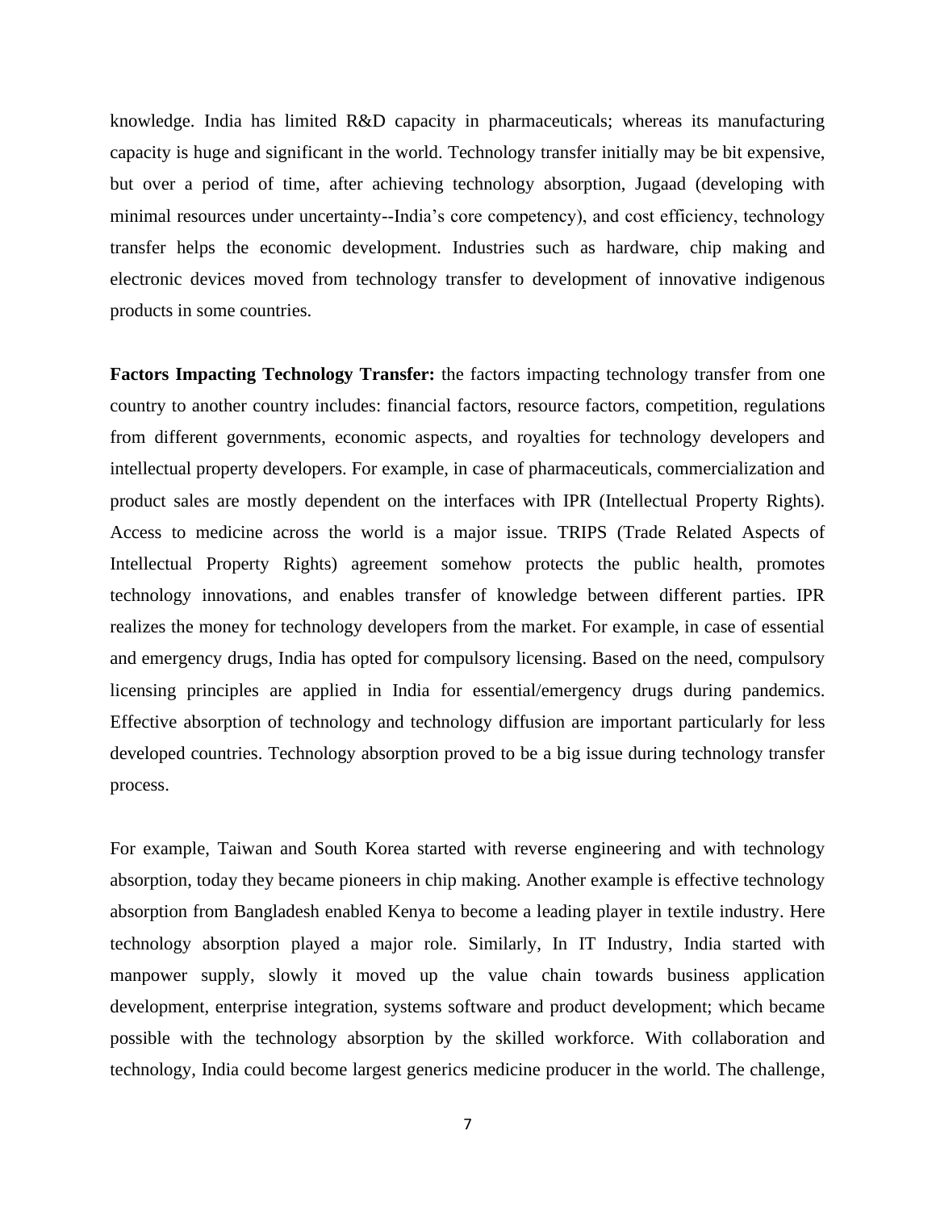knowledge. India has limited R&D capacity in pharmaceuticals; whereas its manufacturing capacity is huge and significant in the world. Technology transfer initially may be bit expensive, but over a period of time, after achieving technology absorption, Jugaad (developing with minimal resources under uncertainty--India's core competency), and cost efficiency, technology transfer helps the economic development. Industries such as hardware, chip making and electronic devices moved from technology transfer to development of innovative indigenous products in some countries.

**Factors Impacting Technology Transfer:** the factors impacting technology transfer from one country to another country includes: financial factors, resource factors, competition, regulations from different governments, economic aspects, and royalties for technology developers and intellectual property developers. For example, in case of pharmaceuticals, commercialization and product sales are mostly dependent on the interfaces with IPR (Intellectual Property Rights). Access to medicine across the world is a major issue. TRIPS (Trade Related Aspects of Intellectual Property Rights) agreement somehow protects the public health, promotes technology innovations, and enables transfer of knowledge between different parties. IPR realizes the money for technology developers from the market. For example, in case of essential and emergency drugs, India has opted for compulsory licensing. Based on the need, compulsory licensing principles are applied in India for essential/emergency drugs during pandemics. Effective absorption of technology and technology diffusion are important particularly for less developed countries. Technology absorption proved to be a big issue during technology transfer process.

For example, Taiwan and South Korea started with reverse engineering and with technology absorption, today they became pioneers in chip making. Another example is effective technology absorption from Bangladesh enabled Kenya to become a leading player in textile industry. Here technology absorption played a major role. Similarly, In IT Industry, India started with manpower supply, slowly it moved up the value chain towards business application development, enterprise integration, systems software and product development; which became possible with the technology absorption by the skilled workforce. With collaboration and technology, India could become largest generics medicine producer in the world. The challenge,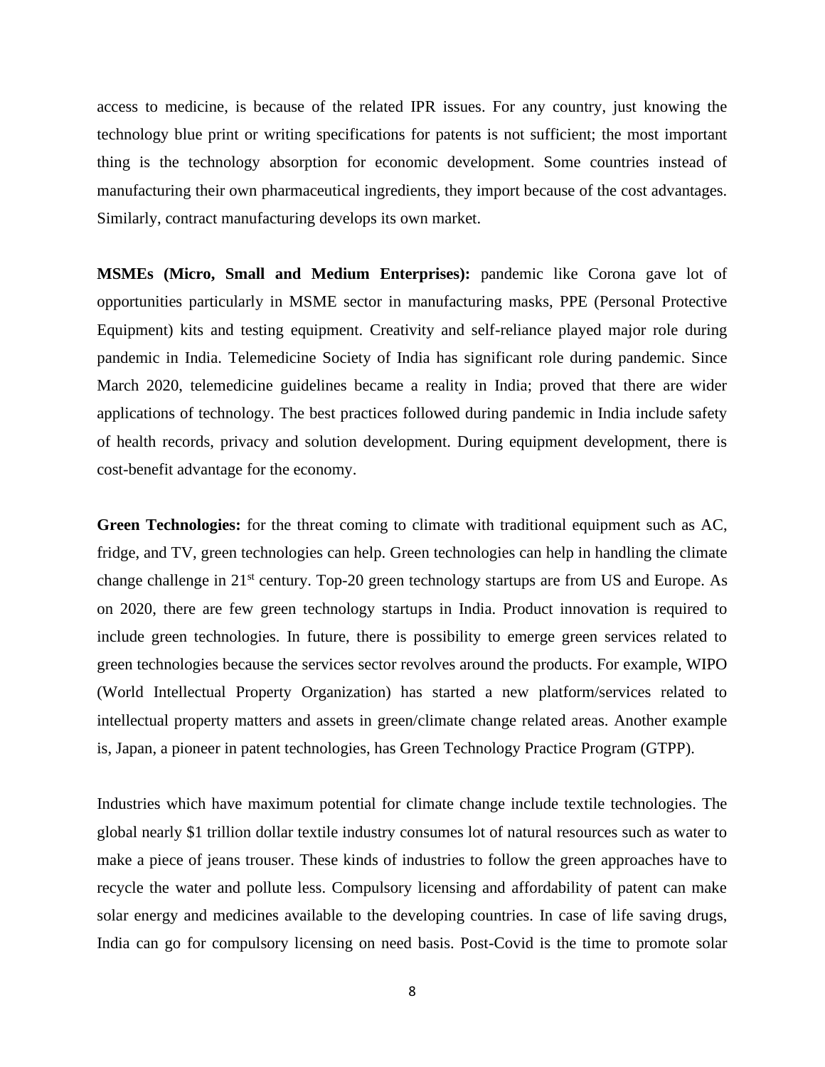access to medicine, is because of the related IPR issues. For any country, just knowing the technology blue print or writing specifications for patents is not sufficient; the most important thing is the technology absorption for economic development. Some countries instead of manufacturing their own pharmaceutical ingredients, they import because of the cost advantages. Similarly, contract manufacturing develops its own market.

**MSMEs (Micro, Small and Medium Enterprises):** pandemic like Corona gave lot of opportunities particularly in MSME sector in manufacturing masks, PPE (Personal Protective Equipment) kits and testing equipment. Creativity and self-reliance played major role during pandemic in India. Telemedicine Society of India has significant role during pandemic. Since March 2020, telemedicine guidelines became a reality in India; proved that there are wider applications of technology. The best practices followed during pandemic in India include safety of health records, privacy and solution development. During equipment development, there is cost-benefit advantage for the economy.

**Green Technologies:** for the threat coming to climate with traditional equipment such as AC, fridge, and TV, green technologies can help. Green technologies can help in handling the climate change challenge in 21st century. Top-20 green technology startups are from US and Europe. As on 2020, there are few green technology startups in India. Product innovation is required to include green technologies. In future, there is possibility to emerge green services related to green technologies because the services sector revolves around the products. For example, WIPO (World Intellectual Property Organization) has started a new platform/services related to intellectual property matters and assets in green/climate change related areas. Another example is, Japan, a pioneer in patent technologies, has Green Technology Practice Program (GTPP).

Industries which have maximum potential for climate change include textile technologies. The global nearly $1 trillion dollar textile industry consumes lot of natural resources such as water to make a piece of jeans trouser. These kinds of industries to follow the green approaches have to recycle the water and pollute less. Compulsory licensing and affordability of patent can make solar energy and medicines available to the developing countries. In case of life saving drugs, India can go for compulsory licensing on need basis. Post-Covid is the time to promote solar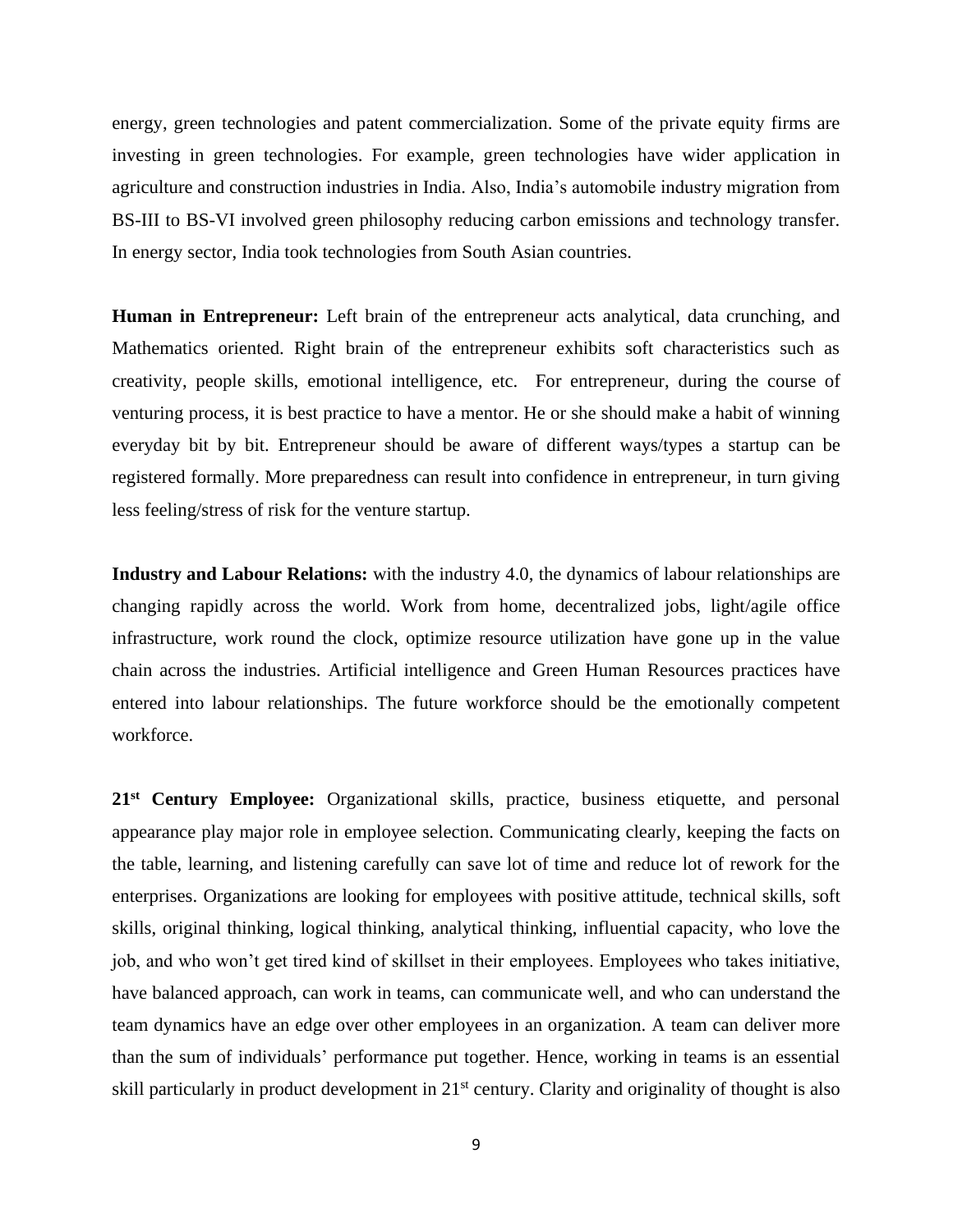energy, green technologies and patent commercialization. Some of the private equity firms are investing in green technologies. For example, green technologies have wider application in agriculture and construction industries in India. Also, India's automobile industry migration from BS-III to BS-VI involved green philosophy reducing carbon emissions and technology transfer. In energy sector, India took technologies from South Asian countries.

**Human in Entrepreneur:** Left brain of the entrepreneur acts analytical, data crunching, and Mathematics oriented. Right brain of the entrepreneur exhibits soft characteristics such as creativity, people skills, emotional intelligence, etc. For entrepreneur, during the course of venturing process, it is best practice to have a mentor. He or she should make a habit of winning everyday bit by bit. Entrepreneur should be aware of different ways/types a startup can be registered formally. More preparedness can result into confidence in entrepreneur, in turn giving less feeling/stress of risk for the venture startup.

**Industry and Labour Relations:** with the industry 4.0, the dynamics of labour relationships are changing rapidly across the world. Work from home, decentralized jobs, light/agile office infrastructure, work round the clock, optimize resource utilization have gone up in the value chain across the industries. Artificial intelligence and Green Human Resources practices have entered into labour relationships. The future workforce should be the emotionally competent workforce.

**21st Century Employee:** Organizational skills, practice, business etiquette, and personal appearance play major role in employee selection. Communicating clearly, keeping the facts on the table, learning, and listening carefully can save lot of time and reduce lot of rework for the enterprises. Organizations are looking for employees with positive attitude, technical skills, soft skills, original thinking, logical thinking, analytical thinking, influential capacity, who love the job, and who won't get tired kind of skillset in their employees. Employees who takes initiative, have balanced approach, can work in teams, can communicate well, and who can understand the team dynamics have an edge over other employees in an organization. A team can deliver more than the sum of individuals' performance put together. Hence, working in teams is an essential skill particularly in product development in 21st century. Clarity and originality of thought is also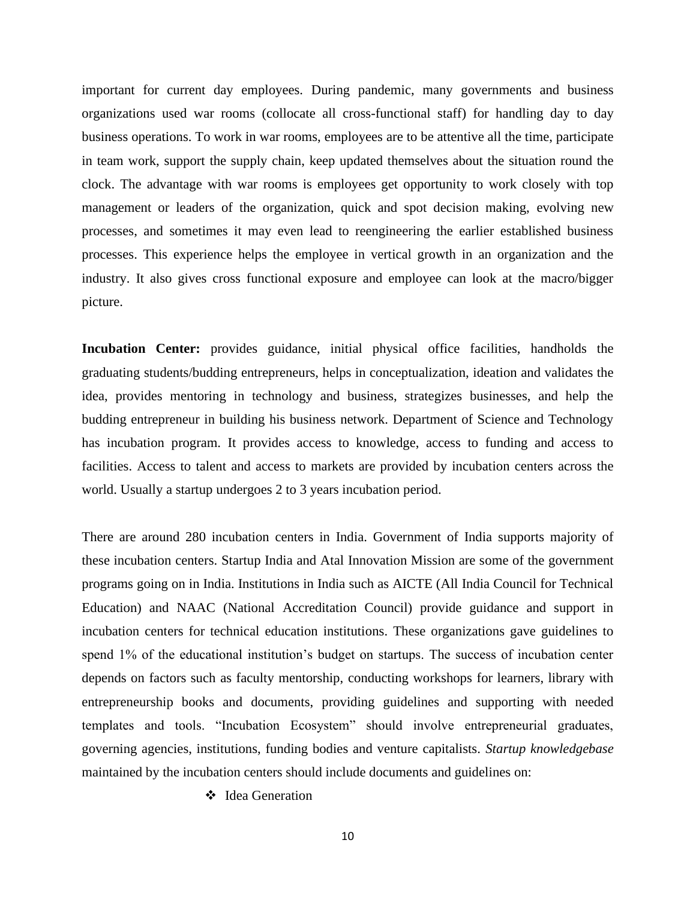important for current day employees. During pandemic, many governments and business organizations used war rooms (collocate all cross-functional staff) for handling day to day business operations. To work in war rooms, employees are to be attentive all the time, participate in team work, support the supply chain, keep updated themselves about the situation round the clock. The advantage with war rooms is employees get opportunity to work closely with top management or leaders of the organization, quick and spot decision making, evolving new processes, and sometimes it may even lead to reengineering the earlier established business processes. This experience helps the employee in vertical growth in an organization and the industry. It also gives cross functional exposure and employee can look at the macro/bigger picture.

**Incubation Center:** provides guidance, initial physical office facilities, handholds the graduating students/budding entrepreneurs, helps in conceptualization, ideation and validates the idea, provides mentoring in technology and business, strategizes businesses, and help the budding entrepreneur in building his business network. Department of Science and Technology has incubation program. It provides access to knowledge, access to funding and access to facilities. Access to talent and access to markets are provided by incubation centers across the world. Usually a startup undergoes 2 to 3 years incubation period.

There are around 280 incubation centers in India. Government of India supports majority of these incubation centers. Startup India and Atal Innovation Mission are some of the government programs going on in India. Institutions in India such as AICTE (All India Council for Technical Education) and NAAC (National Accreditation Council) provide guidance and support in incubation centers for technical education institutions. These organizations gave guidelines to spend 1% of the educational institution's budget on startups. The success of incubation center depends on factors such as faculty mentorship, conducting workshops for learners, library with entrepreneurship books and documents, providing guidelines and supporting with needed templates and tools. "Incubation Ecosystem" should involve entrepreneurial graduates, governing agencies, institutions, funding bodies and venture capitalists. *Startup knowledgebase* maintained by the incubation centers should include documents and guidelines on:

- Idea Generation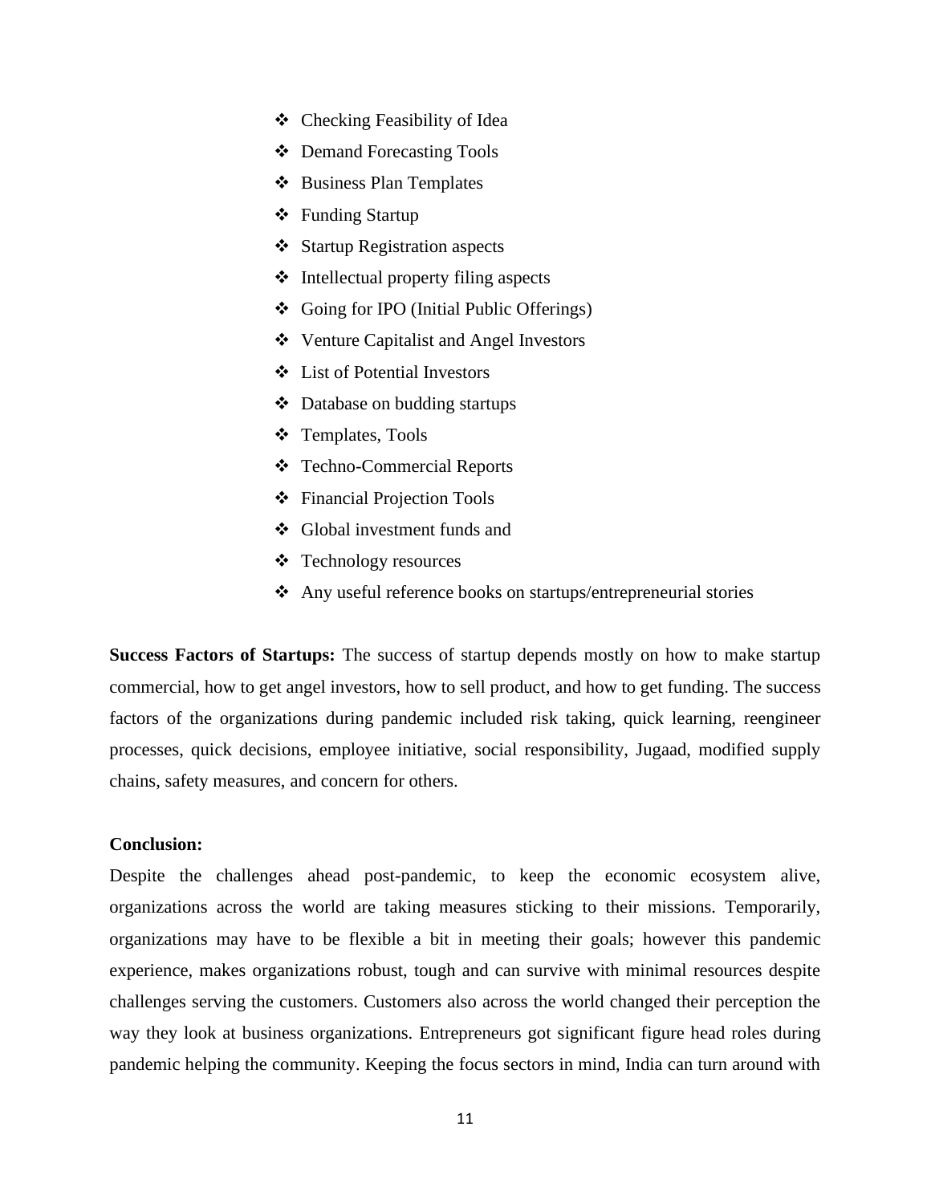- Checking Feasibility of Idea
- Demand Forecasting Tools
- Business Plan Templates
- Funding Startup
- Startup Registration aspects
- Intellectual property filing aspects
- Going for IPO (Initial Public Offerings)
- Venture Capitalist and Angel Investors
- List of Potential Investors
- Database on budding startups
- Templates, Tools
- Techno-Commercial Reports
- Financial Projection Tools
- Global investment funds and
- Technology resources
- Any useful reference books on startups/entrepreneurial stories

**Success Factors of Startups:** The success of startup depends mostly on how to make startup commercial, how to get angel investors, how to sell product, and how to get funding. The success factors of the organizations during pandemic included risk taking, quick learning, reengineer processes, quick decisions, employee initiative, social responsibility, Jugaad, modified supply chains, safety measures, and concern for others.

**Conclusion:**

Despite the challenges ahead post-pandemic, to keep the economic ecosystem alive, organizations across the world are taking measures sticking to their missions. Temporarily, organizations may have to be flexible a bit in meeting their goals; however this pandemic experience, makes organizations robust, tough and can survive with minimal resources despite challenges serving the customers. Customers also across the world changed their perception the way they look at business organizations. Entrepreneurs got significant figure head roles during pandemic helping the community. Keeping the focus sectors in mind, India can turn around with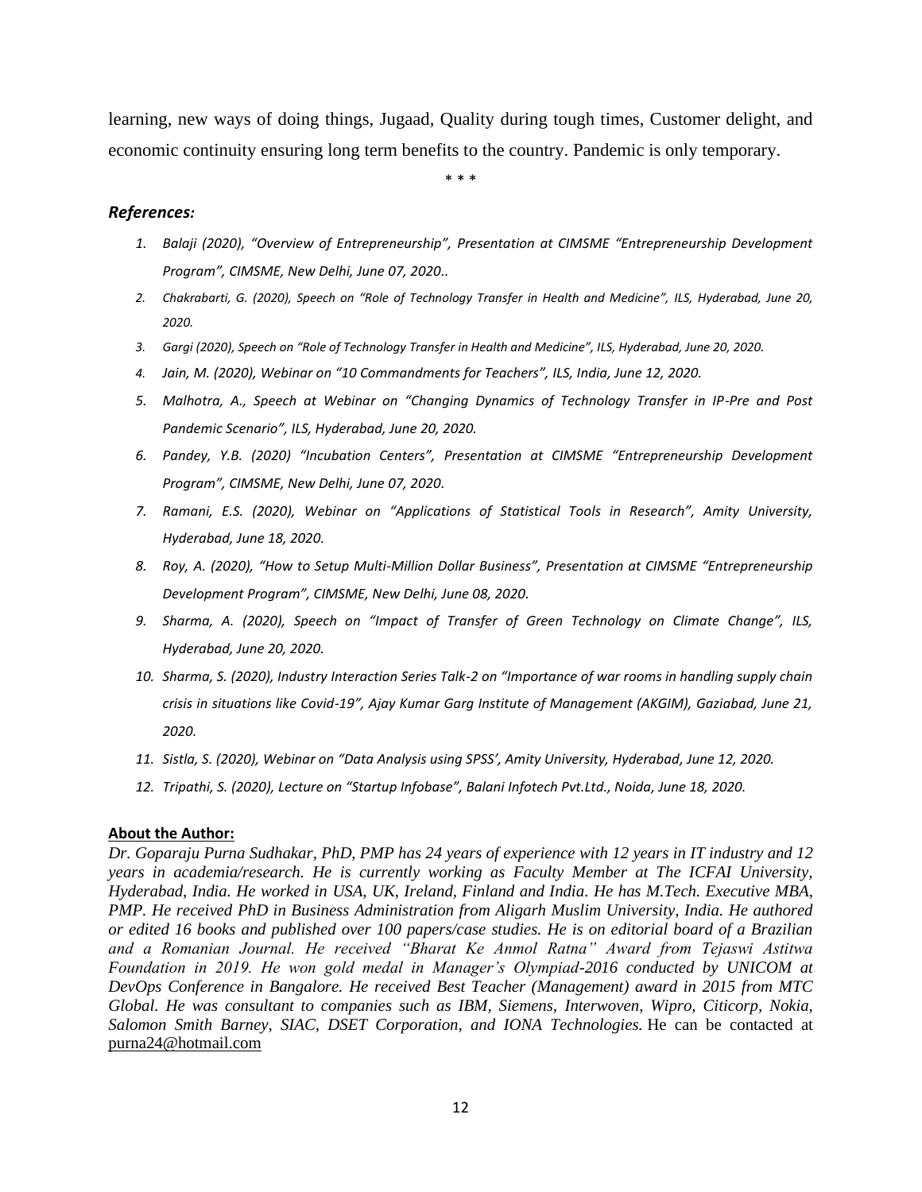learning, new ways of doing things, Jugaad, Quality during tough times, Customer delight, and economic continuity ensuring long term benefits to the country. Pandemic is only temporary.

\* \* \*

### *References:*

1. *Balaji (2020), "Overview of Entrepreneurship", Presentation at CIMSME "Entrepreneurship Development Program", CIMSME, New Delhi, June 07, 2020..*
2. *Chakrabarti, G. (2020), Speech on "Role of Technology Transfer in Health and Medicine", ILS, Hyderabad, June 20, 2020.*
3. *Gargi (2020), Speech on "Role of Technology Transfer in Health and Medicine", ILS, Hyderabad, June 20, 2020.*
4. *Jain, M. (2020), Webinar on "10 Commandments for Teachers", ILS, India, June 12, 2020.*
5. *Malhotra, A., Speech at Webinar on "Changing Dynamics of Technology Transfer in IP-Pre and Post Pandemic Scenario", ILS, Hyderabad, June 20, 2020.*
6. *Pandey, Y.B. (2020) "Incubation Centers", Presentation at CIMSME "Entrepreneurship Development Program", CIMSME, New Delhi, June 07, 2020.*
7. *Ramani, E.S. (2020), Webinar on "Applications of Statistical Tools in Research", Amity University, Hyderabad, June 18, 2020.*
8. *Roy, A. (2020), "How to Setup Multi-Million Dollar Business", Presentation at CIMSME "Entrepreneurship Development Program", CIMSME, New Delhi, June 08, 2020.*
9. *Sharma, A. (2020), Speech on "Impact of Transfer of Green Technology on Climate Change", ILS, Hyderabad, June 20, 2020.*
10. *Sharma, S. (2020), Industry Interaction Series Talk-2 on "Importance of war rooms in handling supply chain crisis in situations like Covid-19", Ajay Kumar Garg Institute of Management (AKGIM), Gaziabad, June 21, 2020.*
11. *Sistla, S. (2020), Webinar on "Data Analysis using SPSS', Amity University, Hyderabad, June 12, 2020.*
12. *Tripathi, S. (2020), Lecture on "Startup Infobase", Balani Infotech Pvt.Ltd., Noida, June 18, 2020.*

**About the Author:**

*Dr. Goparaju Purna Sudhakar, PhD, PMP has 24 years of experience with 12 years in IT industry and 12 years in academia/research. He is currently working as Faculty Member at The ICFAI University, Hyderabad, India. He worked in USA, UK, Ireland, Finland and India. He has M.Tech. Executive MBA, PMP. He received PhD in Business Administration from Aligarh Muslim University, India. He authored or edited 16 books and published over 100 papers/case studies. He is on editorial board of a Brazilian and a Romanian Journal. He received "Bharat Ke Anmol Ratna" Award from Tejaswi Astitwa Foundation in 2019. He won gold medal in Manager's Olympiad-2016 conducted by UNICOM at DevOps Conference in Bangalore. He received Best Teacher (Management) award in 2015 from MTC Global. He was consultant to companies such as IBM, Siemens, Interwoven, Wipro, Citicorp, Nokia, Salomon Smith Barney, SIAC, DSET Corporation, and IONA Technologies.* He can be contacted at purna24@hotmail.com